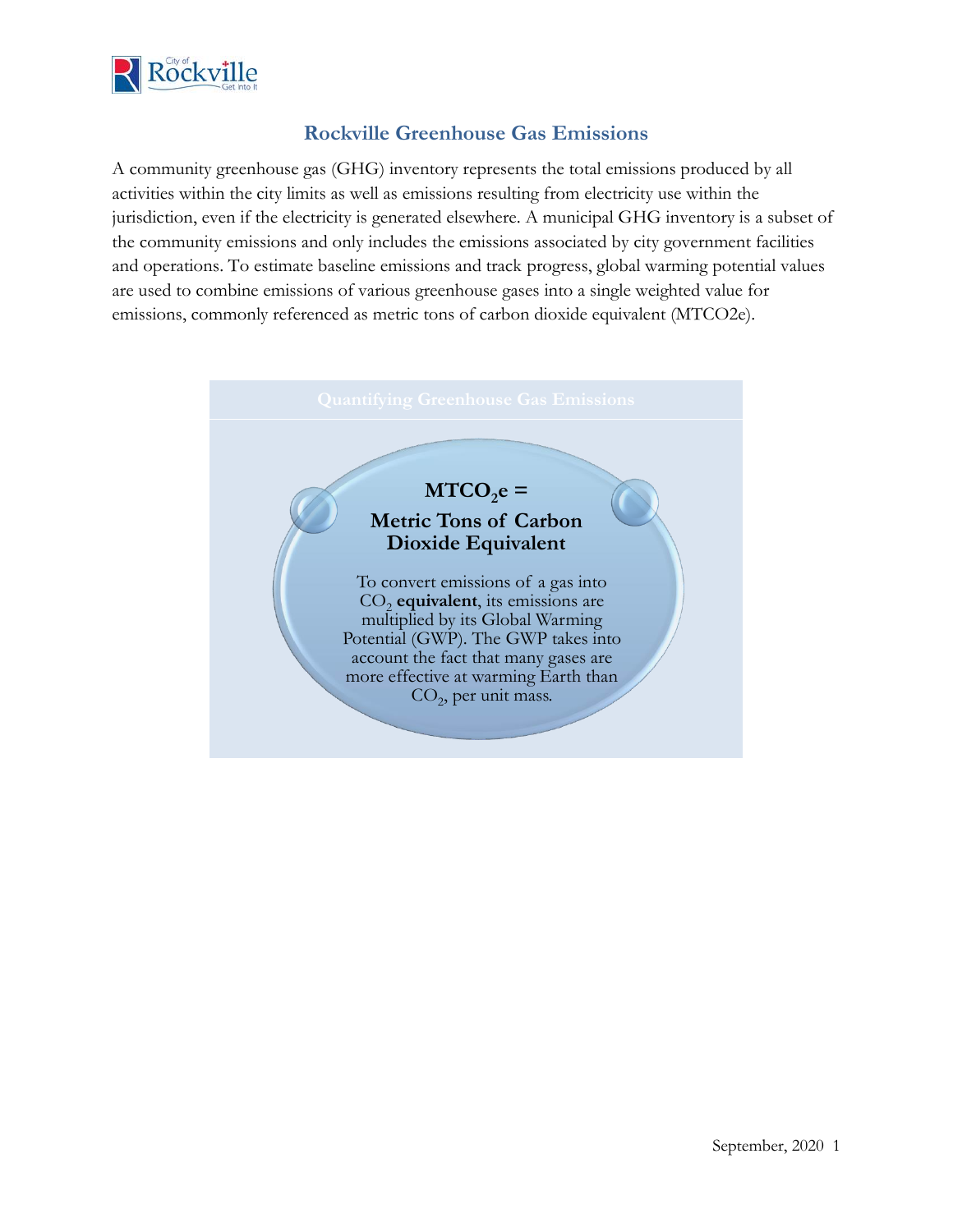# Rockville Greenhouse Gas Emissions

A community greenhouse gas (GHG) inventory represents the total emissions produced by all activities within the city limits as well as emissions resulting from electricity use within the jurisdiction, even if the electricity is generated elsewhere. A municipal GHG inventory is a subset of the community emissions and only includes the emissions associated by city government facilities and operations. To estimate baseline emissions and track progress, global warming potential values are used to combine emissions of various greenhouse gases into a single weighted value for emissions, commonly referenced as metric tons of carbon dioxide equivalent (MTCO2e).

## Quantifying Greenhouse Gas Emissions

**MT$CO_2$e =**

**Metric Tons of Carbon Dioxide Equivalent**

To convert emissions of a gas into $CO_2$ **equivalent**, its emissions are multiplied by its Global Warming Potential (GWP). The GWP takes into account the fact that many gases are more effective at warming Earth than $CO_2$, per unit mass.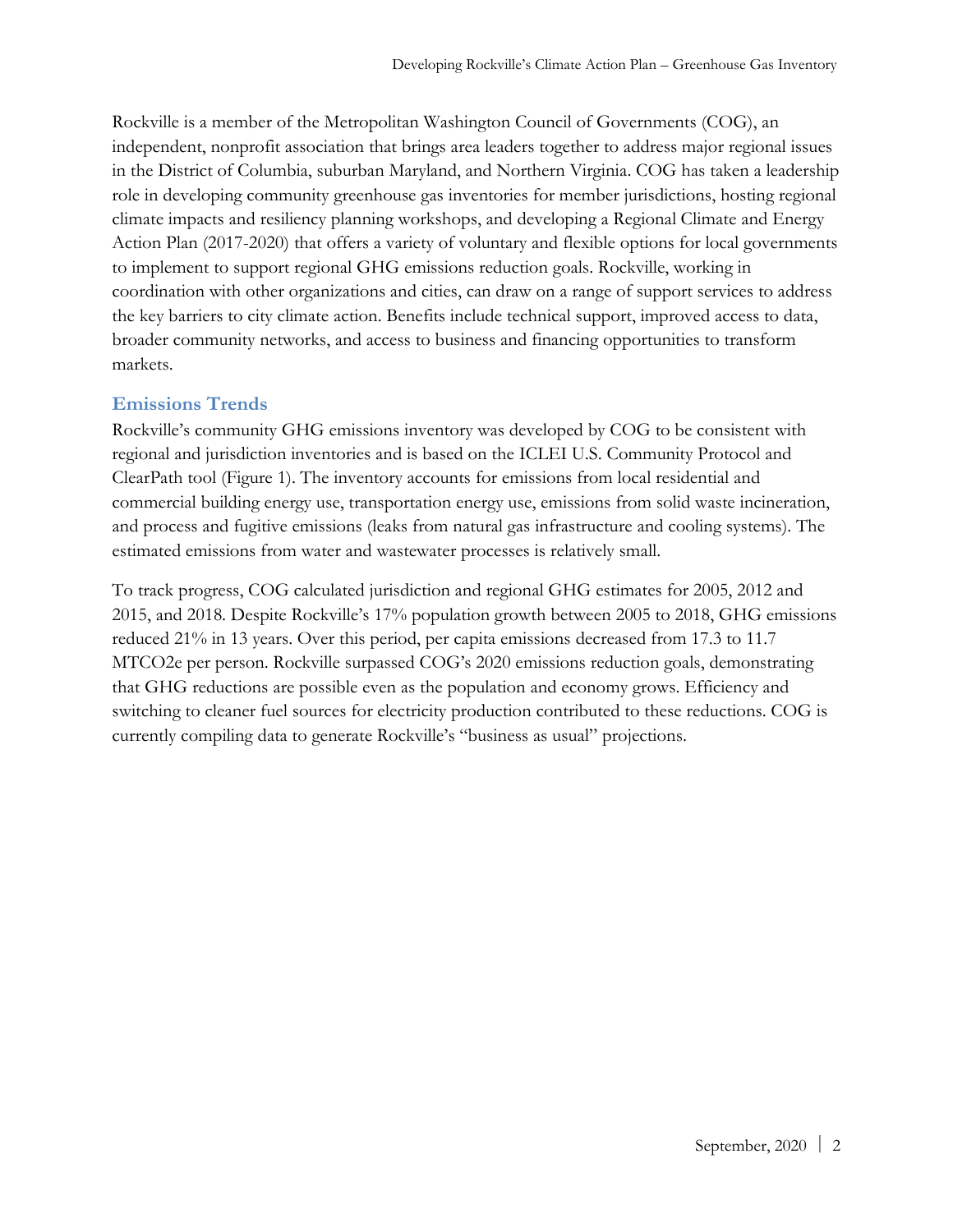Rockville is a member of the Metropolitan Washington Council of Governments (COG), an independent, nonprofit association that brings area leaders together to address major regional issues in the District of Columbia, suburban Maryland, and Northern Virginia. COG has taken a leadership role in developing community greenhouse gas inventories for member jurisdictions, hosting regional climate impacts and resiliency planning workshops, and developing a Regional Climate and Energy Action Plan (2017-2020) that offers a variety of voluntary and flexible options for local governments to implement to support regional GHG emissions reduction goals. Rockville, working in coordination with other organizations and cities, can draw on a range of support services to address the key barriers to city climate action. Benefits include technical support, improved access to data, broader community networks, and access to business and financing opportunities to transform markets.

## Emissions Trends

Rockville's community GHG emissions inventory was developed by COG to be consistent with regional and jurisdiction inventories and is based on the ICLEI U.S. Community Protocol and ClearPath tool (Figure 1). The inventory accounts for emissions from local residential and commercial building energy use, transportation energy use, emissions from solid waste incineration, and process and fugitive emissions (leaks from natural gas infrastructure and cooling systems). The estimated emissions from water and wastewater processes is relatively small.

To track progress, COG calculated jurisdiction and regional GHG estimates for 2005, 2012 and 2015, and 2018. Despite Rockville's 17% population growth between 2005 to 2018, GHG emissions reduced 21% in 13 years. Over this period, per capita emissions decreased from 17.3 to 11.7 MTCO2e per person. Rockville surpassed COG's 2020 emissions reduction goals, demonstrating that GHG reductions are possible even as the population and economy grows. Efficiency and switching to cleaner fuel sources for electricity production contributed to these reductions. COG is currently compiling data to generate Rockville's "business as usual" projections.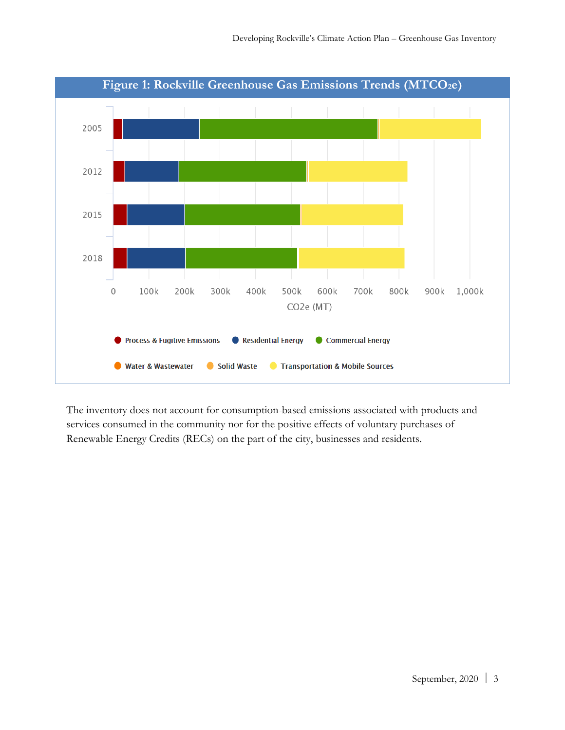**Figure 1: Rockville Greenhouse Gas Emissions Trends ($MTCO_2e$)**

The inventory does not account for consumption-based emissions associated with products and services consumed in the community nor for the positive effects of voluntary purchases of Renewable Energy Credits (RECs) on the part of the city, businesses and residents.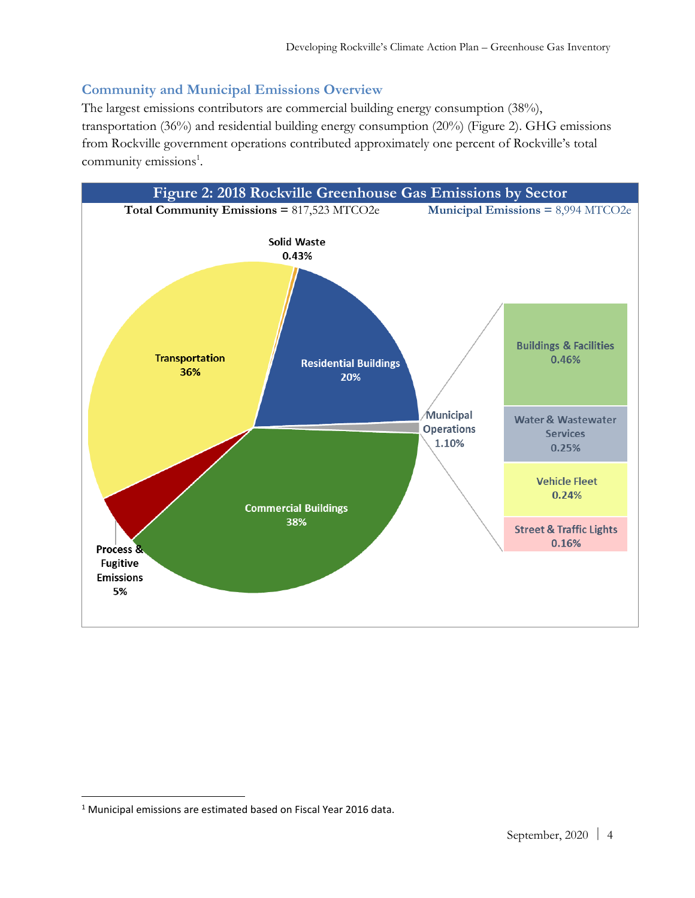## Community and Municipal Emissions Overview

The largest emissions contributors are commercial building energy consumption (38%), transportation (36%) and residential building energy consumption (20%) (Figure 2). GHG emissions from Rockville government operations contributed approximately one percent of Rockville's total community emissions[1].

**Figure 2: 2018 Rockville Greenhouse Gas Emissions by Sector**

**Total Community Emissions =** 817,523 MTCO2e **Municipal Emissions =** 8,994 MTCO2e

| Sector | Share |
|---|---|
| Commercial Buildings | 38% |
| Transportation | 36% |
| Residential Buildings | 20% |
| Process & Fugitive Emissions | 5% |
| Municipal Operations | 1.10% |
| Solid Waste | 0.43% |

| Municipal Operations | Share |
|---|---|
| Buildings & Facilities | 0.46% |
| Water & Wastewater Services | 0.25% |
| Vehicle Fleet | 0.24% |
| Street & Traffic Lights | 0.16% |

[1] Municipal emissions are estimated based on Fiscal Year 2016 data.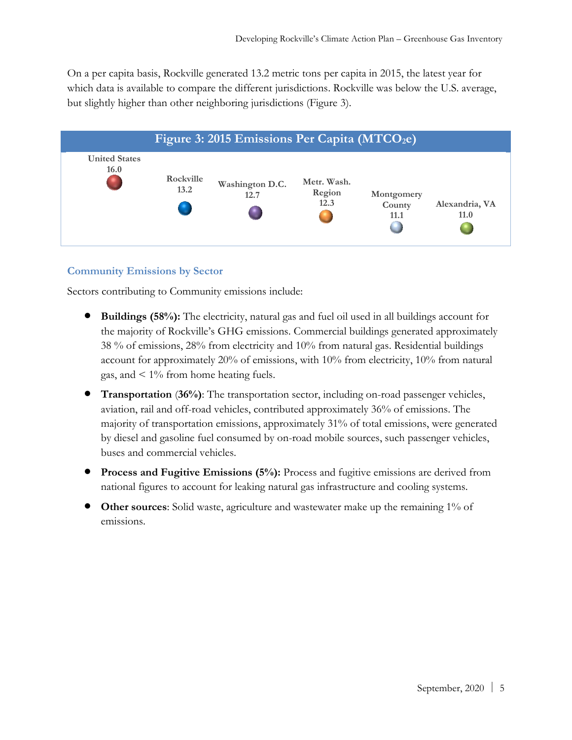On a per capita basis, Rockville generated 13.2 metric tons per capita in 2015, the latest year for which data is available to compare the different jurisdictions. Rockville was below the U.S. average, but slightly higher than other neighboring jurisdictions (Figure 3).

**Figure 3: 2015 Emissions Per Capita ($MTCO_2e$)**

| Jurisdiction | Emissions Per Capita |
|---|---|
| United States | 16.0 |
| Rockville | 13.2 |
| Washington D.C. | 12.7 |
| Metr. Wash. Region | 12.3 |
| Montgomery County | 11.1 |
| Alexandria, VA | 11.0 |

### Community Emissions by Sector

Sectors contributing to Community emissions include:

- **Buildings (58%):** The electricity, natural gas and fuel oil used in all buildings account for the majority of Rockville's GHG emissions. Commercial buildings generated approximately 38 % of emissions, 28% from electricity and 10% from natural gas. Residential buildings account for approximately 20% of emissions, with 10% from electricity, 10% from natural gas, and < 1% from home heating fuels.
- **Transportation** (**36%**): The transportation sector, including on-road passenger vehicles, aviation, rail and off-road vehicles, contributed approximately 36% of emissions. The majority of transportation emissions, approximately 31% of total emissions, were generated by diesel and gasoline fuel consumed by on-road mobile sources, such passenger vehicles, buses and commercial vehicles.
- **Process and Fugitive Emissions (5%):** Process and fugitive emissions are derived from national figures to account for leaking natural gas infrastructure and cooling systems.
- **Other sources**: Solid waste, agriculture and wastewater make up the remaining 1% of emissions.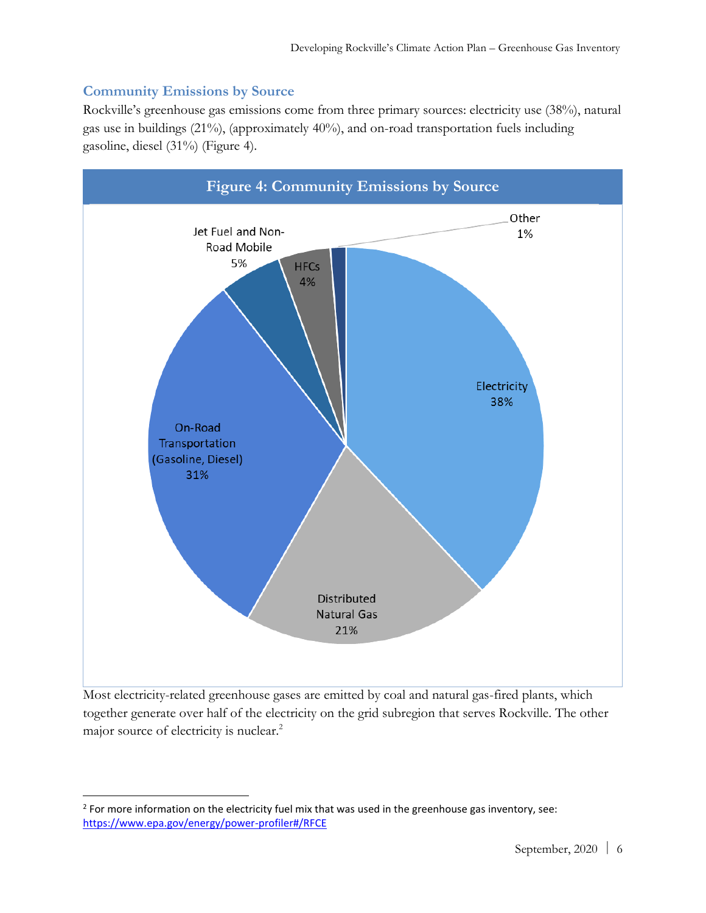## Community Emissions by Source

Rockville's greenhouse gas emissions come from three primary sources: electricity use (38%), natural gas use in buildings (21%), (approximately 40%), and on-road transportation fuels including gasoline, diesel (31%) (Figure 4).

**Figure 4: Community Emissions by Source**

Electricity 38%

Distributed Natural Gas 21%

On-Road Transportation (Gasoline, Diesel) 31%

Jet Fuel and Non-Road Mobile 5%

HFCs 4%

Other 1%

Most electricity-related greenhouse gases are emitted by coal and natural gas-fired plants, which together generate over half of the electricity on the grid subregion that serves Rockville. The other major source of electricity is nuclear.[2]

---

[2] For more information on the electricity fuel mix that was used in the greenhouse gas inventory, see: https://www.epa.gov/energy/power-profiler#/RFCE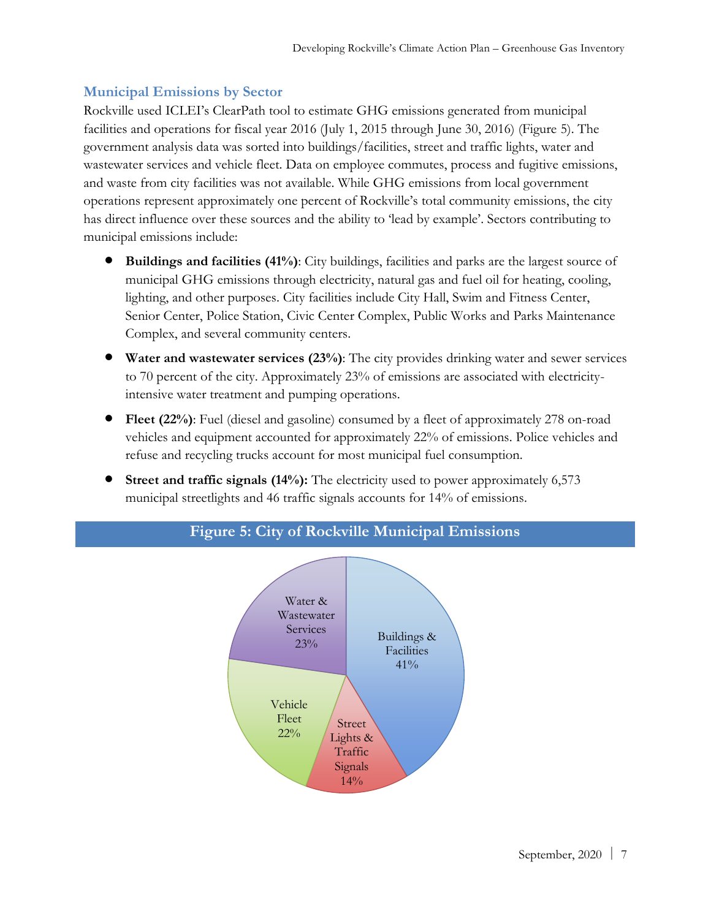## Municipal Emissions by Sector

Rockville used ICLEI's ClearPath tool to estimate GHG emissions generated from municipal facilities and operations for fiscal year 2016 (July 1, 2015 through June 30, 2016) (Figure 5). The government analysis data was sorted into buildings/facilities, street and traffic lights, water and wastewater services and vehicle fleet. Data on employee commutes, process and fugitive emissions, and waste from city facilities was not available. While GHG emissions from local government operations represent approximately one percent of Rockville's total community emissions, the city has direct influence over these sources and the ability to 'lead by example'. Sectors contributing to municipal emissions include:

- **Buildings and facilities (41%)**: City buildings, facilities and parks are the largest source of municipal GHG emissions through electricity, natural gas and fuel oil for heating, cooling, lighting, and other purposes. City facilities include City Hall, Swim and Fitness Center, Senior Center, Police Station, Civic Center Complex, Public Works and Parks Maintenance Complex, and several community centers.
- **Water and wastewater services (23%)**: The city provides drinking water and sewer services to 70 percent of the city. Approximately 23% of emissions are associated with electricity-intensive water treatment and pumping operations.
- **Fleet (22%)**: Fuel (diesel and gasoline) consumed by a fleet of approximately 278 on-road vehicles and equipment accounted for approximately 22% of emissions. Police vehicles and refuse and recycling trucks account for most municipal fuel consumption.
- **Street and traffic signals (14%):** The electricity used to power approximately 6,573 municipal streetlights and 46 traffic signals accounts for 14% of emissions.

**Figure 5: City of Rockville Municipal Emissions**

Water & Wastewater Services 23%

Buildings & Facilities 41%

Vehicle Fleet 22%

Street Lights & Traffic Signals 14%